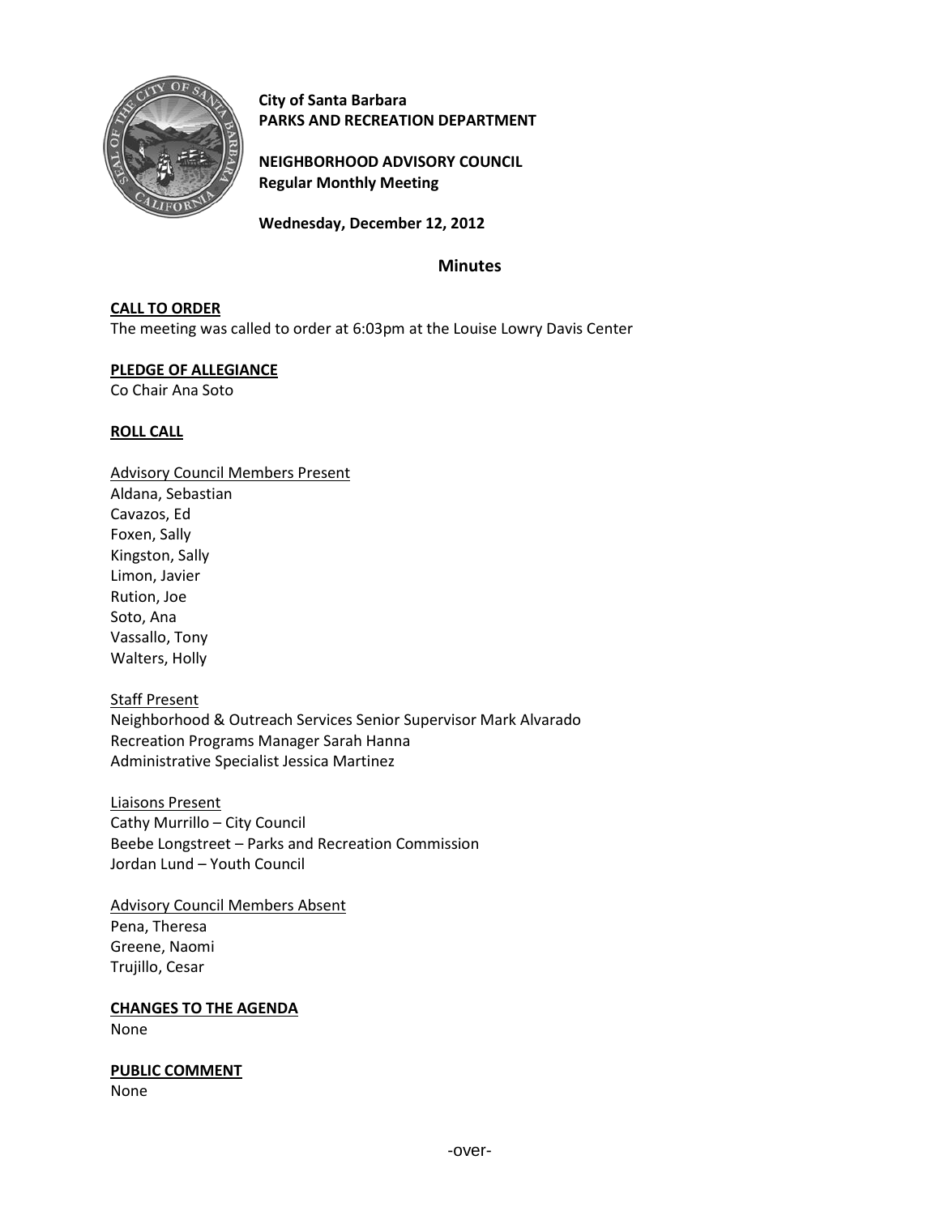**City of Santa Barbara**
**PARKS AND RECREATION DEPARTMENT**

**NEIGHBORHOOD ADVISORY COUNCIL**
**Regular Monthly Meeting**

**Wednesday, December 12, 2012**

## Minutes

**CALL TO ORDER**

The meeting was called to order at 6:03pm at the Louise Lowry Davis Center

**PLEDGE OF ALLEGIANCE**

Co Chair Ana Soto

**ROLL CALL**

Advisory Council Members Present
Aldana, Sebastian
Cavazos, Ed
Foxen, Sally
Kingston, Sally
Limon, Javier
Rution, Joe
Soto, Ana
Vassallo, Tony
Walters, Holly

Staff Present
Neighborhood & Outreach Services Senior Supervisor Mark Alvarado
Recreation Programs Manager Sarah Hanna
Administrative Specialist Jessica Martinez

Liaisons Present
Cathy Murrillo – City Council
Beebe Longstreet – Parks and Recreation Commission
Jordan Lund – Youth Council

Advisory Council Members Absent
Pena, Theresa
Greene, Naomi
Trujillo, Cesar

**CHANGES TO THE AGENDA**

None

**PUBLIC COMMENT**

None

-over-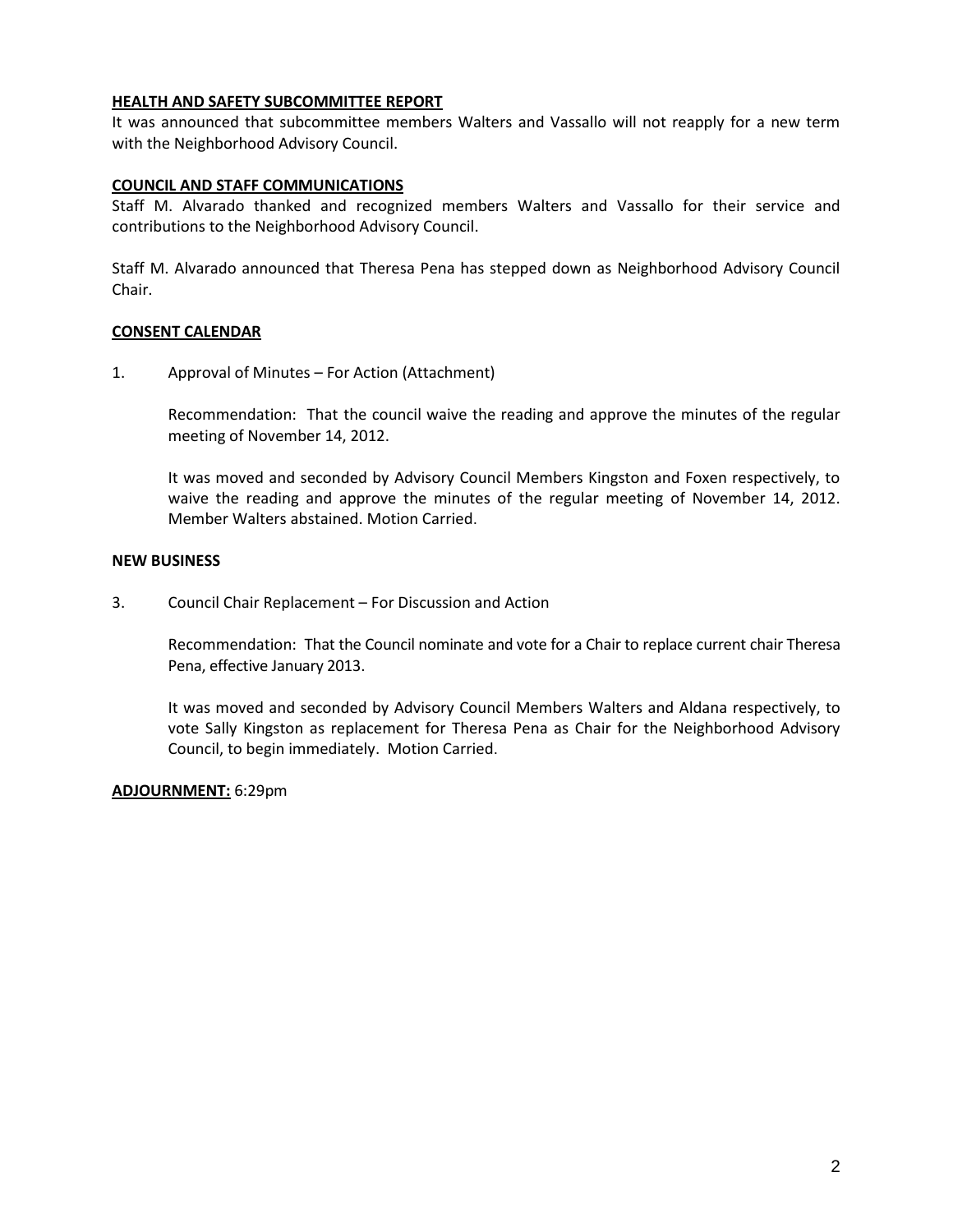**HEALTH AND SAFETY SUBCOMMITTEE REPORT**

It was announced that subcommittee members Walters and Vassallo will not reapply for a new term with the Neighborhood Advisory Council.

**COUNCIL AND STAFF COMMUNICATIONS**

Staff M. Alvarado thanked and recognized members Walters and Vassallo for their service and contributions to the Neighborhood Advisory Council.

Staff M. Alvarado announced that Theresa Pena has stepped down as Neighborhood Advisory Council Chair.

**CONSENT CALENDAR**

1. Approval of Minutes – For Action (Attachment)

   Recommendation: That the council waive the reading and approve the minutes of the regular meeting of November 14, 2012.

   It was moved and seconded by Advisory Council Members Kingston and Foxen respectively, to waive the reading and approve the minutes of the regular meeting of November 14, 2012. Member Walters abstained. Motion Carried.

**NEW BUSINESS**

3. Council Chair Replacement – For Discussion and Action

   Recommendation: That the Council nominate and vote for a Chair to replace current chair Theresa Pena, effective January 2013.

   It was moved and seconded by Advisory Council Members Walters and Aldana respectively, to vote Sally Kingston as replacement for Theresa Pena as Chair for the Neighborhood Advisory Council, to begin immediately. Motion Carried.

**ADJOURNMENT:** 6:29pm